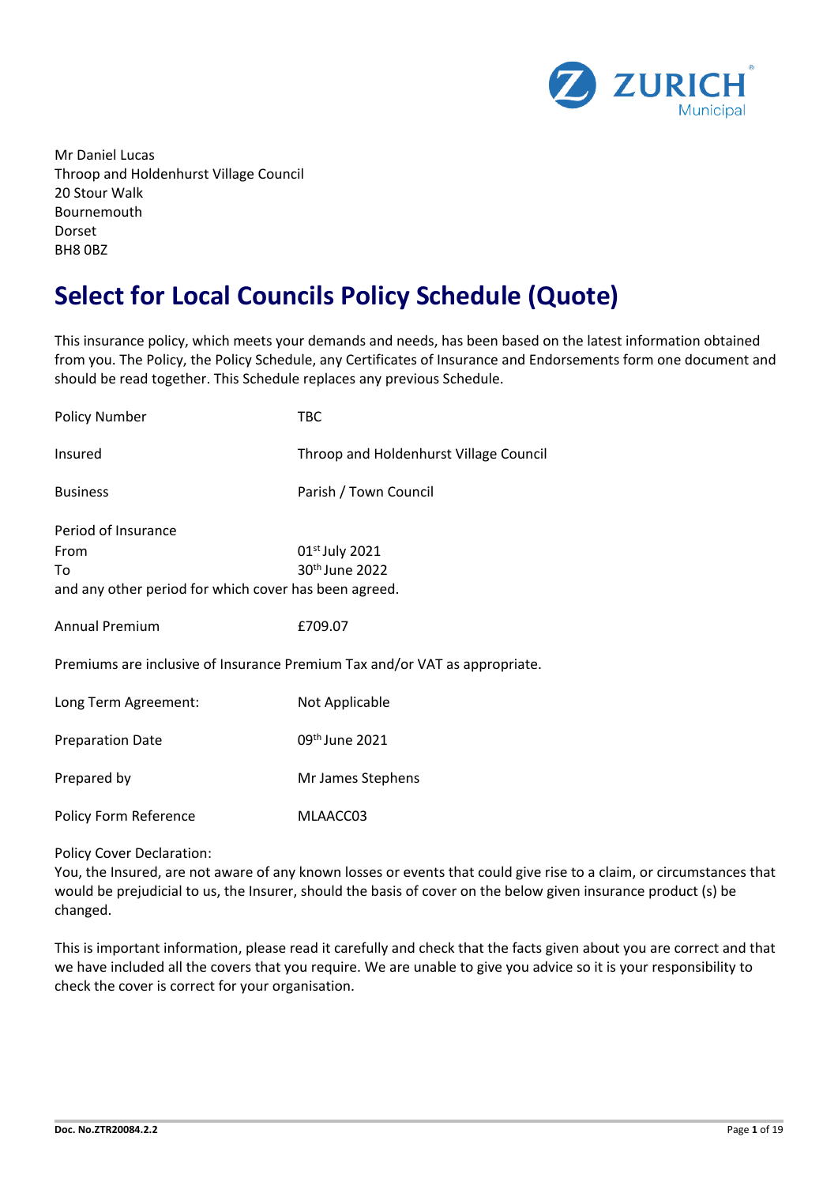Mr Daniel Lucas
Throop and Holdenhurst Village Council
20 Stour Walk
Bournemouth
Dorset
BH8 0BZ

# Select for Local Councils Policy Schedule (Quote)

This insurance policy, which meets your demands and needs, has been based on the latest information obtained from you. The Policy, the Policy Schedule, any Certificates of Insurance and Endorsements form one document and should be read together. This Schedule replaces any previous Schedule.

| | |
|---|---|
| Policy Number | TBC |
| Insured | Throop and Holdenhurst Village Council |
| Business | Parish / Town Council |

Period of Insurance
From 01st July 2021
To 30th June 2022
and any other period for which cover has been agreed.

| | |
|---|---|
| Annual Premium | £709.07 |

Premiums are inclusive of Insurance Premium Tax and/or VAT as appropriate.

| | |
|---|---|
| Long Term Agreement: | Not Applicable |
| Preparation Date | 09th June 2021 |
| Prepared by | Mr James Stephens |
| Policy Form Reference | MLAACC03 |

Policy Cover Declaration:
You, the Insured, are not aware of any known losses or events that could give rise to a claim, or circumstances that would be prejudicial to us, the Insurer, should the basis of cover on the below given insurance product (s) be changed.

This is important information, please read it carefully and check that the facts given about you are correct and that we have included all the covers that you require. We are unable to give you advice so it is your responsibility to check the cover is correct for your organisation.

Doc. No.ZTR20084.2.2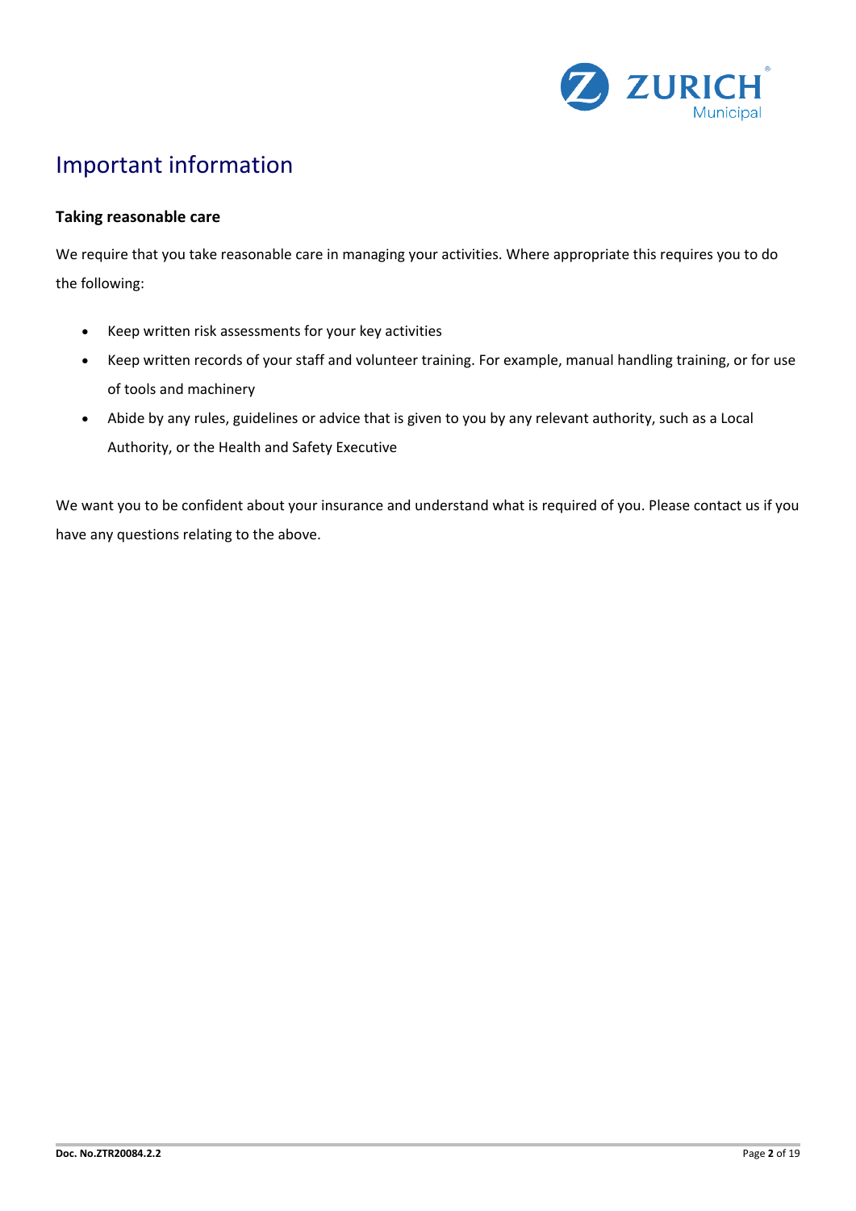# Important information

### Taking reasonable care

We require that you take reasonable care in managing your activities. Where appropriate this requires you to do the following:

- Keep written risk assessments for your key activities
- Keep written records of your staff and volunteer training. For example, manual handling training, or for use of tools and machinery
- Abide by any rules, guidelines or advice that is given to you by any relevant authority, such as a Local Authority, or the Health and Safety Executive

We want you to be confident about your insurance and understand what is required of you. Please contact us if you have any questions relating to the above.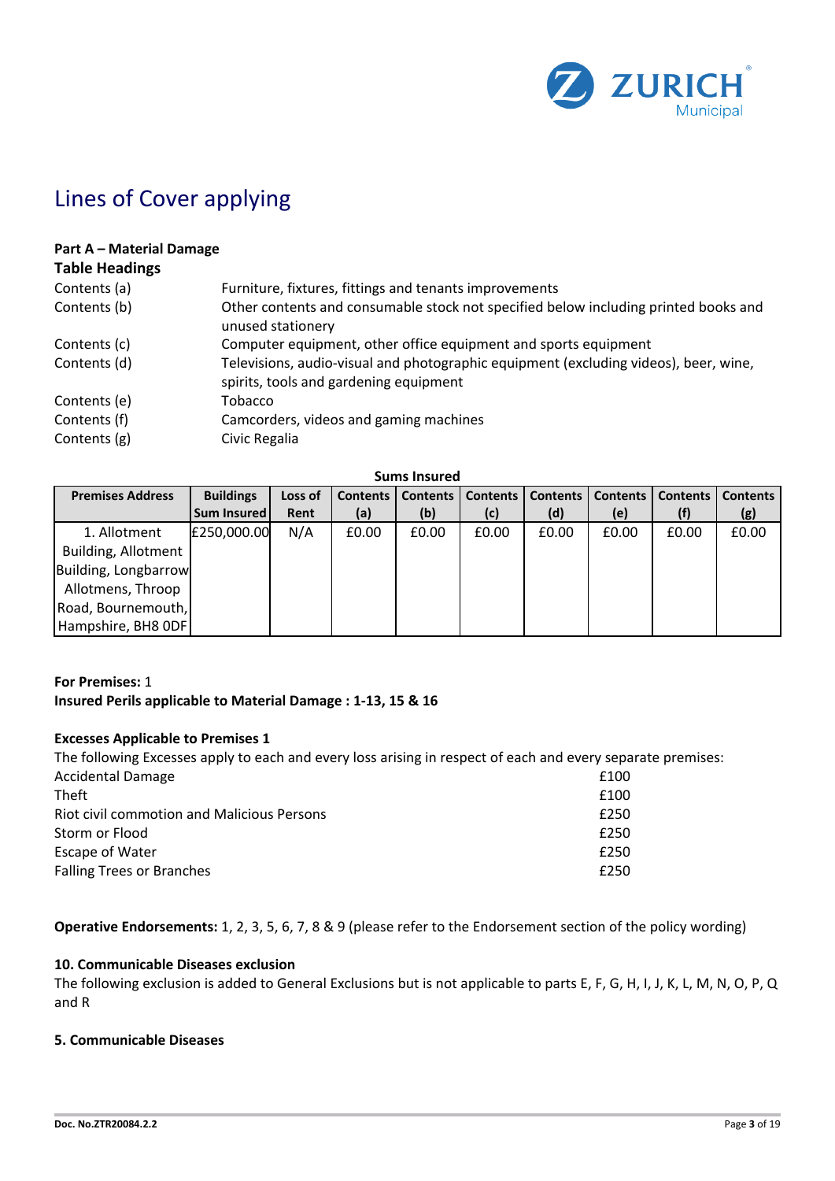# Lines of Cover applying

**Part A – Material Damage**

### Table Headings

| | |
|---|---|
| Contents (a) | Furniture, fixtures, fittings and tenants improvements |
| Contents (b) | Other contents and consumable stock not specified below including printed books and unused stationery |
| Contents (c) | Computer equipment, other office equipment and sports equipment |
| Contents (d) | Televisions, audio-visual and photographic equipment (excluding videos), beer, wine, spirits, tools and gardening equipment |
| Contents (e) | Tobacco |
| Contents (f) | Camcorders, videos and gaming machines |
| Contents (g) | Civic Regalia |

**Sums Insured**

| Premises Address | Buildings Sum Insured | Loss of Rent | Contents (a) | Contents (b) | Contents (c) | Contents (d) | Contents (e) | Contents (f) | Contents (g) |
|---|---|---|---|---|---|---|---|---|---|
| 1. Allotment Building, Allotment Building, Longbarrow Allotmens, Throop Road, Bournemouth, Hampshire, BH8 0DF | £250,000.00 | N/A | £0.00 | £0.00 | £0.00 | £0.00 | £0.00 | £0.00 | £0.00 |

**For Premises:** 1
**Insured Perils applicable to Material Damage : 1-13, 15 & 16**

**Excesses Applicable to Premises 1**

The following Excesses apply to each and every loss arising in respect of each and every separate premises:

| | |
|---|---|
| Accidental Damage | £100 |
| Theft | £100 |
| Riot civil commotion and Malicious Persons | £250 |
| Storm or Flood | £250 |
| Escape of Water | £250 |
| Falling Trees or Branches | £250 |

**Operative Endorsements:** 1, 2, 3, 5, 6, 7, 8 & 9 (please refer to the Endorsement section of the policy wording)

**10. Communicable Diseases exclusion**

The following exclusion is added to General Exclusions but is not applicable to parts E, F, G, H, I, J, K, L, M, N, O, P, Q and R

**5. Communicable Diseases**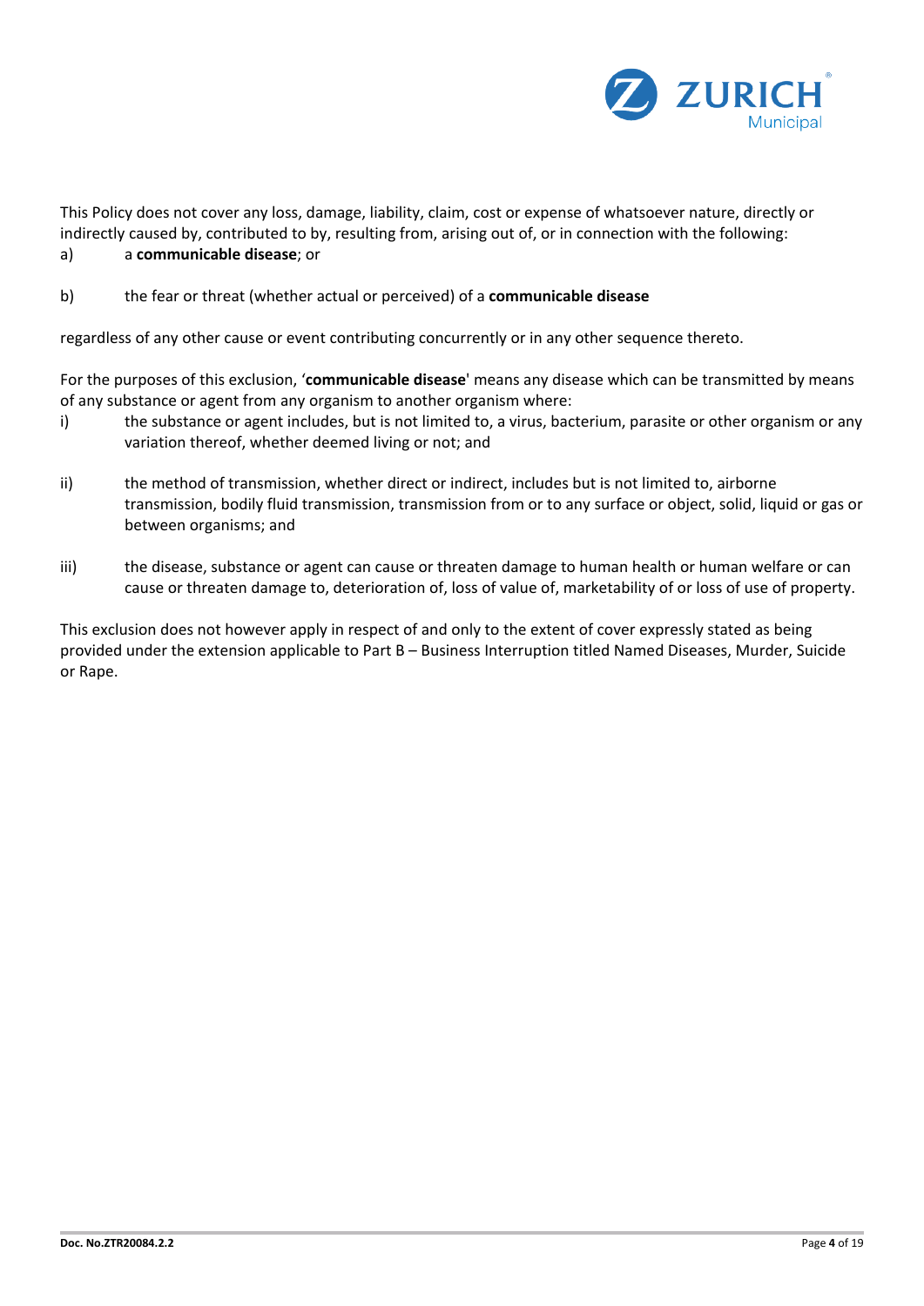This Policy does not cover any loss, damage, liability, claim, cost or expense of whatsoever nature, directly or indirectly caused by, contributed to by, resulting from, arising out of, or in connection with the following:

a) a **communicable disease**; or

b) the fear or threat (whether actual or perceived) of a **communicable disease**

regardless of any other cause or event contributing concurrently or in any other sequence thereto.

For the purposes of this exclusion, '**communicable disease**' means any disease which can be transmitted by means of any substance or agent from any organism to another organism where:

i) the substance or agent includes, but is not limited to, a virus, bacterium, parasite or other organism or any variation thereof, whether deemed living or not; and

ii) the method of transmission, whether direct or indirect, includes but is not limited to, airborne transmission, bodily fluid transmission, transmission from or to any surface or object, solid, liquid or gas or between organisms; and

iii) the disease, substance or agent can cause or threaten damage to human health or human welfare or can cause or threaten damage to, deterioration of, loss of value of, marketability of or loss of use of property.

This exclusion does not however apply in respect of and only to the extent of cover expressly stated as being provided under the extension applicable to Part B – Business Interruption titled Named Diseases, Murder, Suicide or Rape.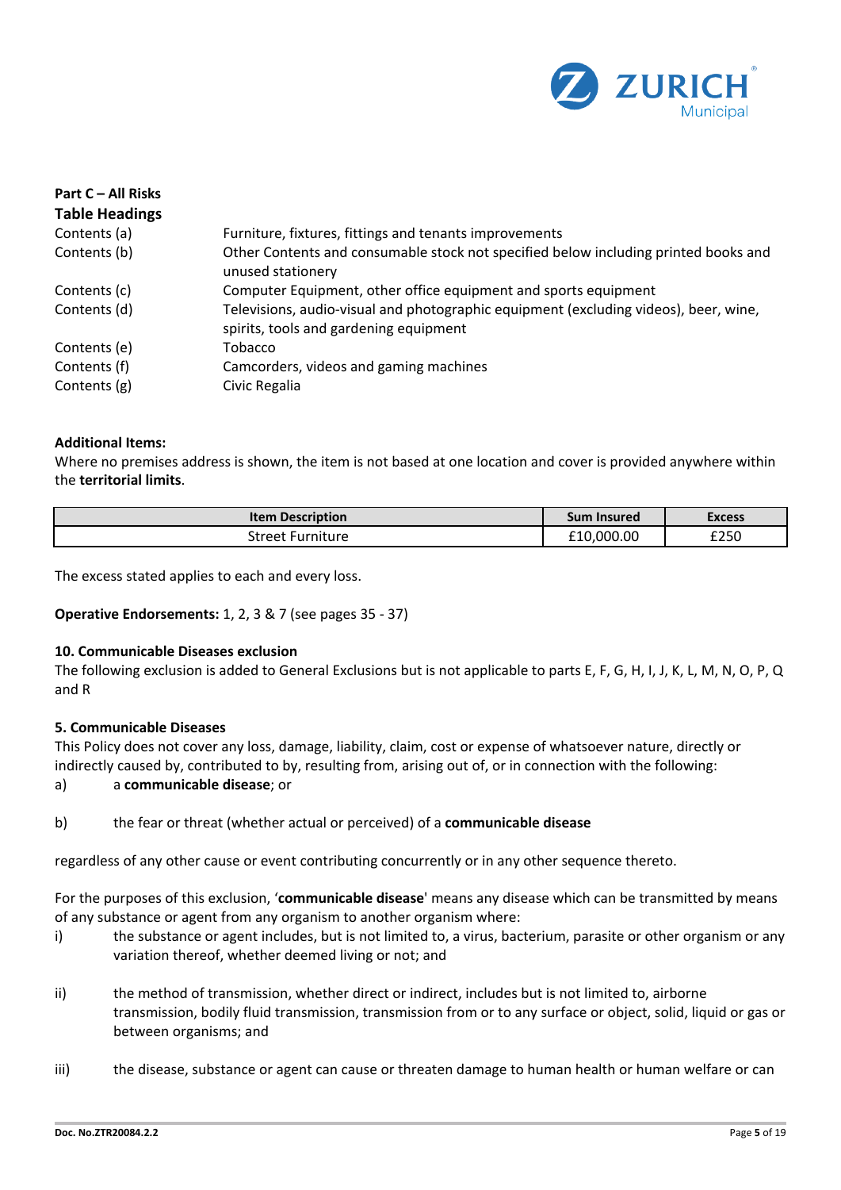**Part C – All Risks**

**Table Headings**

| | |
|---|---|
| Contents (a) | Furniture, fixtures, fittings and tenants improvements |
| Contents (b) | Other Contents and consumable stock not specified below including printed books and unused stationery |
| Contents (c) | Computer Equipment, other office equipment and sports equipment |
| Contents (d) | Televisions, audio-visual and photographic equipment (excluding videos), beer, wine, spirits, tools and gardening equipment |
| Contents (e) | Tobacco |
| Contents (f) | Camcorders, videos and gaming machines |
| Contents (g) | Civic Regalia |

**Additional Items:**

Where no premises address is shown, the item is not based at one location and cover is provided anywhere within the **territorial limits**.

| Item Description | Sum Insured | Excess |
|---|---|---|
| Street Furniture | £10,000.00 | £250 |

The excess stated applies to each and every loss.

**Operative Endorsements:** 1, 2, 3 & 7 (see pages 35 - 37)

**10. Communicable Diseases exclusion**

The following exclusion is added to General Exclusions but is not applicable to parts E, F, G, H, I, J, K, L, M, N, O, P, Q and R

**5. Communicable Diseases**

This Policy does not cover any loss, damage, liability, claim, cost or expense of whatsoever nature, directly or indirectly caused by, contributed to by, resulting from, arising out of, or in connection with the following:

a) a **communicable disease**; or

b) the fear or threat (whether actual or perceived) of a **communicable disease**

regardless of any other cause or event contributing concurrently or in any other sequence thereto.

For the purposes of this exclusion, '**communicable disease**' means any disease which can be transmitted by means of any substance or agent from any organism to another organism where:

i) the substance or agent includes, but is not limited to, a virus, bacterium, parasite or other organism or any variation thereof, whether deemed living or not; and

ii) the method of transmission, whether direct or indirect, includes but is not limited to, airborne transmission, bodily fluid transmission, transmission from or to any surface or object, solid, liquid or gas or between organisms; and

iii) the disease, substance or agent can cause or threaten damage to human health or human welfare or can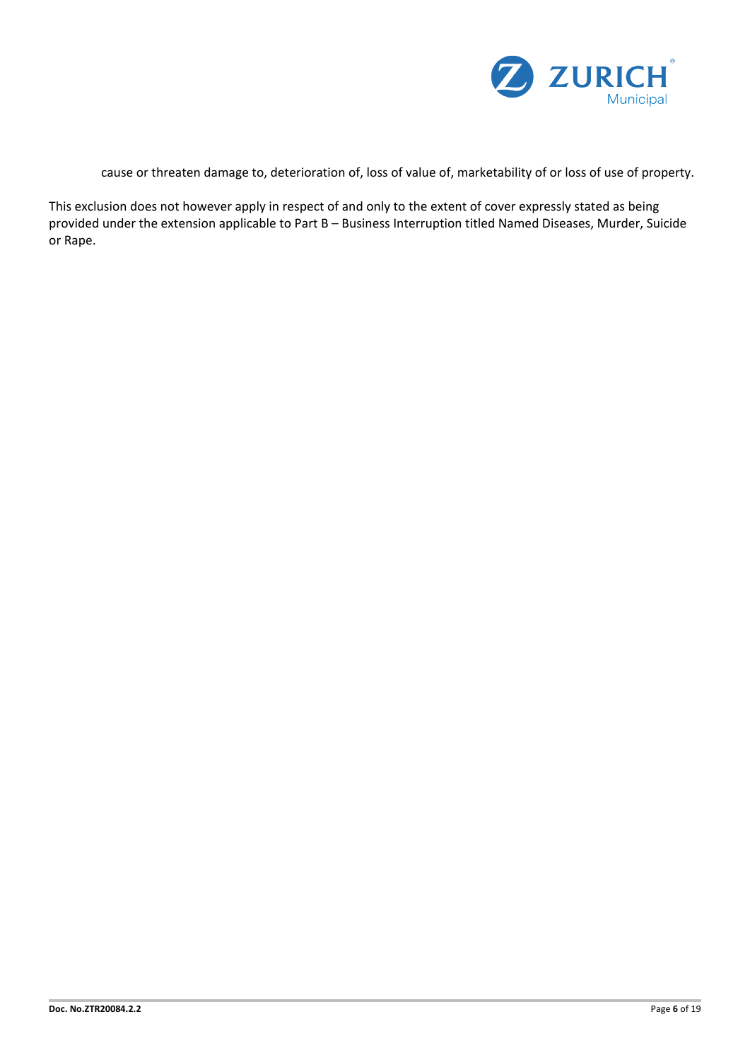cause or threaten damage to, deterioration of, loss of value of, marketability of or loss of use of property.

This exclusion does not however apply in respect of and only to the extent of cover expressly stated as being provided under the extension applicable to Part B – Business Interruption titled Named Diseases, Murder, Suicide or Rape.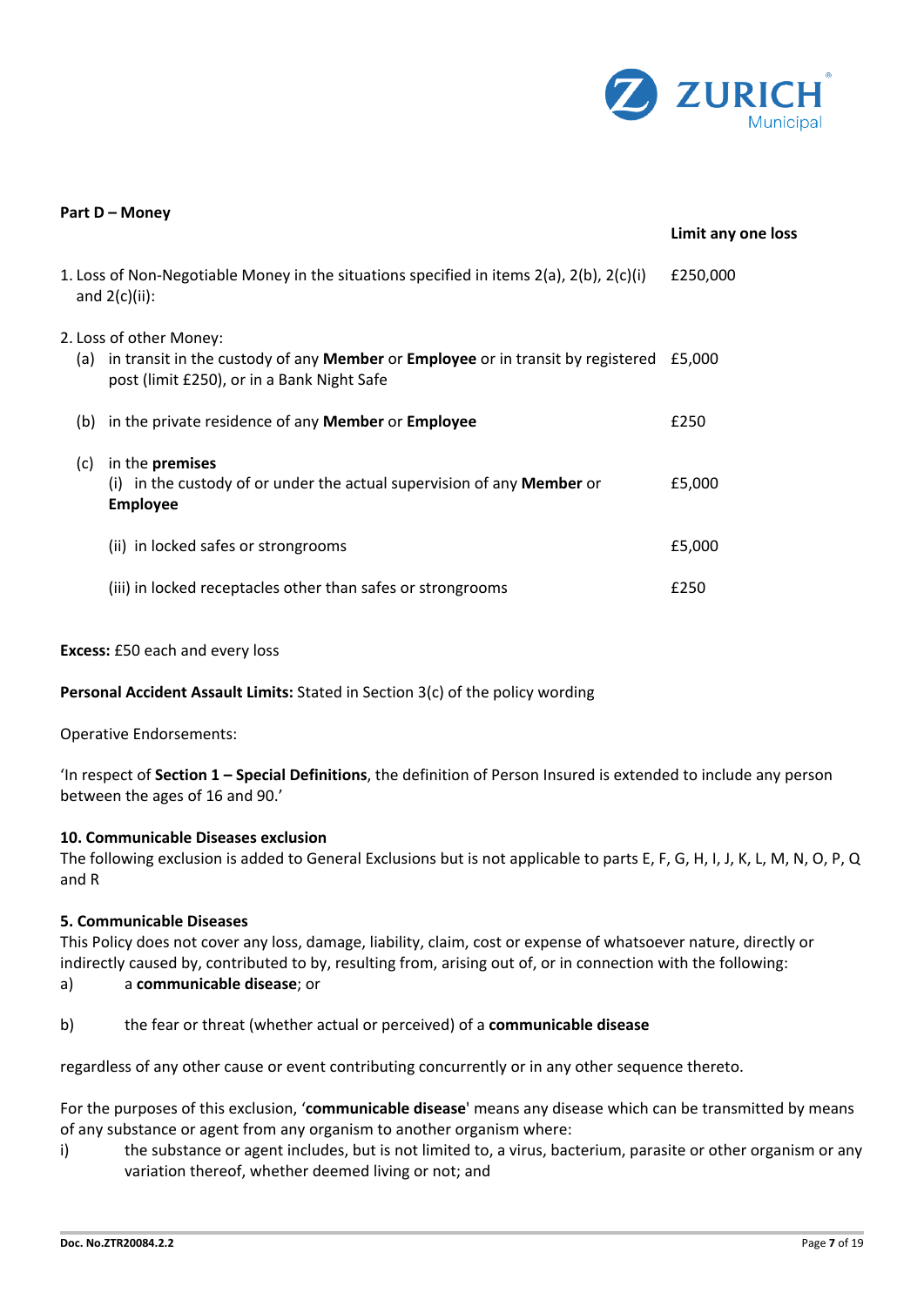**Part D – Money**

| | Limit any one loss |
|---|---|
| 1. Loss of Non-Negotiable Money in the situations specified in items 2(a), 2(b), 2(c)(i) and 2(c)(ii): | £250,000 |
| 2. Loss of other Money: | |
| (a) in transit in the custody of any **Member** or **Employee** or in transit by registered post (limit £250), or in a Bank Night Safe | £5,000 |
| (b) in the private residence of any **Member** or **Employee** | £250 |
| (c) in the **premises** | |
| (i) in the custody of or under the actual supervision of any **Member** or **Employee** | £5,000 |
| (ii) in locked safes or strongrooms | £5,000 |
| (iii) in locked receptacles other than safes or strongrooms | £250 |

**Excess:** £50 each and every loss

**Personal Accident Assault Limits:** Stated in Section 3(c) of the policy wording

Operative Endorsements:

'In respect of **Section 1 – Special Definitions**, the definition of Person Insured is extended to include any person between the ages of 16 and 90.'

**10. Communicable Diseases exclusion**

The following exclusion is added to General Exclusions but is not applicable to parts E, F, G, H, I, J, K, L, M, N, O, P, Q and R

**5. Communicable Diseases**

This Policy does not cover any loss, damage, liability, claim, cost or expense of whatsoever nature, directly or indirectly caused by, contributed to by, resulting from, arising out of, or in connection with the following:

a) a **communicable disease**; or

b) the fear or threat (whether actual or perceived) of a **communicable disease**

regardless of any other cause or event contributing concurrently or in any other sequence thereto.

For the purposes of this exclusion, '**communicable disease**' means any disease which can be transmitted by means of any substance or agent from any organism to another organism where:

i) the substance or agent includes, but is not limited to, a virus, bacterium, parasite or other organism or any variation thereof, whether deemed living or not; and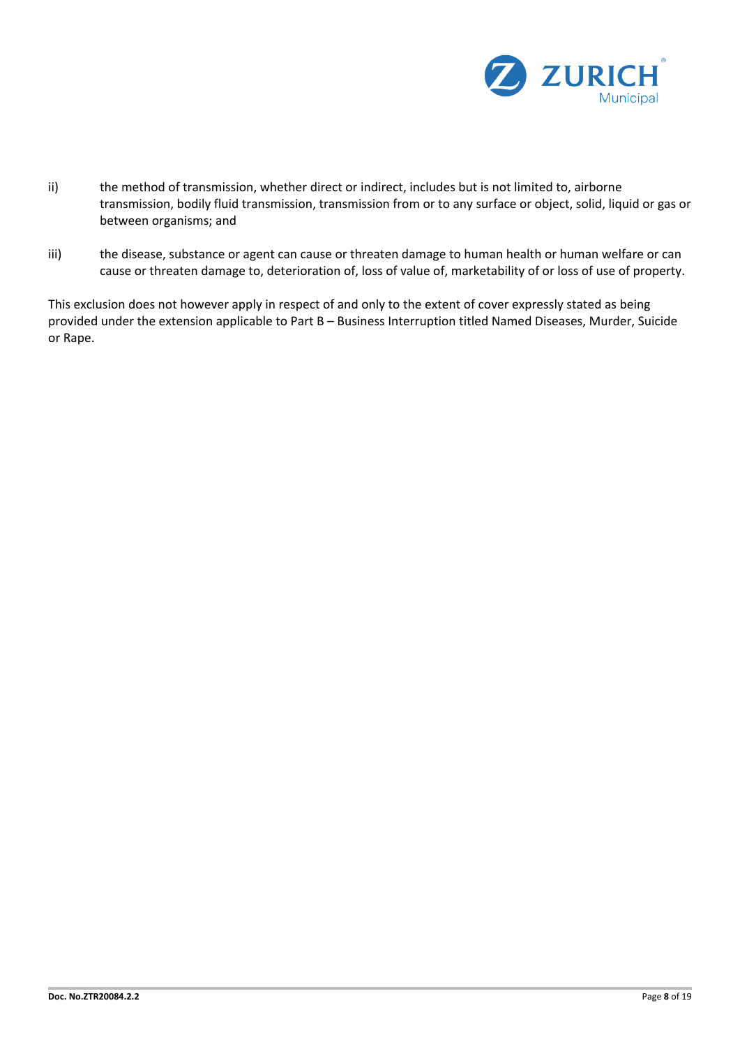ii) the method of transmission, whether direct or indirect, includes but is not limited to, airborne transmission, bodily fluid transmission, transmission from or to any surface or object, solid, liquid or gas or between organisms; and

iii) the disease, substance or agent can cause or threaten damage to human health or human welfare or can cause or threaten damage to, deterioration of, loss of value of, marketability of or loss of use of property.

This exclusion does not however apply in respect of and only to the extent of cover expressly stated as being provided under the extension applicable to Part B – Business Interruption titled Named Diseases, Murder, Suicide or Rape.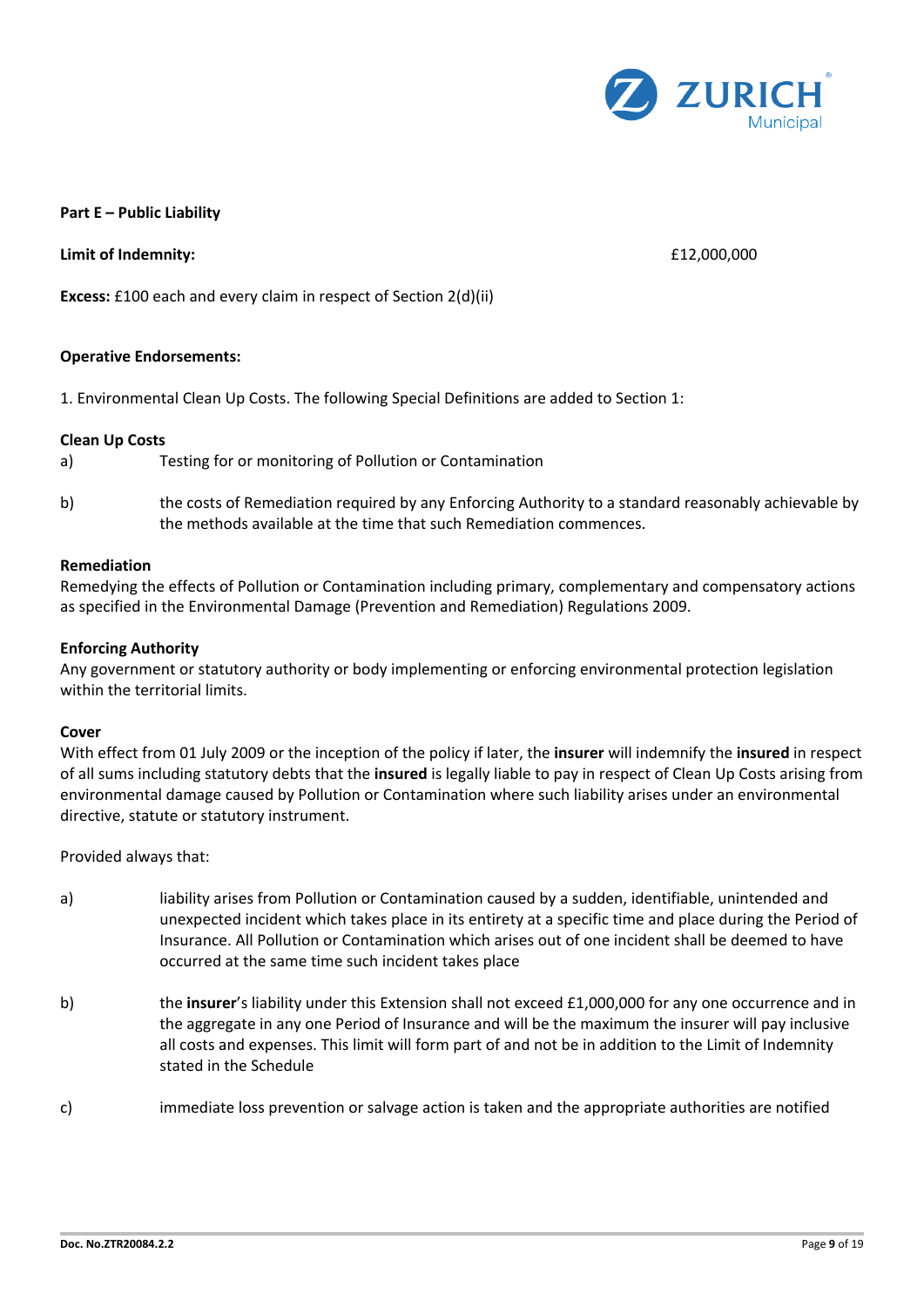**Part E – Public Liability**

**Limit of Indemnity:** £12,000,000

**Excess:** £100 each and every claim in respect of Section 2(d)(ii)

**Operative Endorsements:**

1. Environmental Clean Up Costs. The following Special Definitions are added to Section 1:

**Clean Up Costs**

a) Testing for or monitoring of Pollution or Contamination

b) the costs of Remediation required by any Enforcing Authority to a standard reasonably achievable by the methods available at the time that such Remediation commences.

**Remediation**

Remedying the effects of Pollution or Contamination including primary, complementary and compensatory actions as specified in the Environmental Damage (Prevention and Remediation) Regulations 2009.

**Enforcing Authority**

Any government or statutory authority or body implementing or enforcing environmental protection legislation within the territorial limits.

**Cover**

With effect from 01 July 2009 or the inception of the policy if later, the **insurer** will indemnify the **insured** in respect of all sums including statutory debts that the **insured** is legally liable to pay in respect of Clean Up Costs arising from environmental damage caused by Pollution or Contamination where such liability arises under an environmental directive, statute or statutory instrument.

Provided always that:

a) liability arises from Pollution or Contamination caused by a sudden, identifiable, unintended and unexpected incident which takes place in its entirety at a specific time and place during the Period of Insurance. All Pollution or Contamination which arises out of one incident shall be deemed to have occurred at the same time such incident takes place

b) the **insurer**'s liability under this Extension shall not exceed £1,000,000 for any one occurrence and in the aggregate in any one Period of Insurance and will be the maximum the insurer will pay inclusive all costs and expenses. This limit will form part of and not be in addition to the Limit of Indemnity stated in the Schedule

c) immediate loss prevention or salvage action is taken and the appropriate authorities are notified

Doc. No.ZTR20084.2.2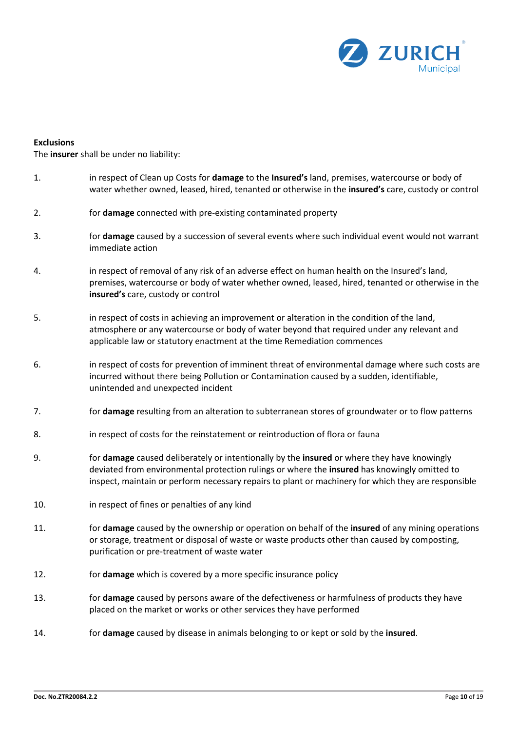**Exclusions**

The **insurer** shall be under no liability:

1. in respect of Clean up Costs for **damage** to the **Insured's** land, premises, watercourse or body of water whether owned, leased, hired, tenanted or otherwise in the **insured's** care, custody or control

2. for **damage** connected with pre-existing contaminated property

3. for **damage** caused by a succession of several events where such individual event would not warrant immediate action

4. in respect of removal of any risk of an adverse effect on human health on the Insured's land, premises, watercourse or body of water whether owned, leased, hired, tenanted or otherwise in the **insured's** care, custody or control

5. in respect of costs in achieving an improvement or alteration in the condition of the land, atmosphere or any watercourse or body of water beyond that required under any relevant and applicable law or statutory enactment at the time Remediation commences

6. in respect of costs for prevention of imminent threat of environmental damage where such costs are incurred without there being Pollution or Contamination caused by a sudden, identifiable, unintended and unexpected incident

7. for **damage** resulting from an alteration to subterranean stores of groundwater or to flow patterns

8. in respect of costs for the reinstatement or reintroduction of flora or fauna

9. for **damage** caused deliberately or intentionally by the **insured** or where they have knowingly deviated from environmental protection rulings or where the **insured** has knowingly omitted to inspect, maintain or perform necessary repairs to plant or machinery for which they are responsible

10. in respect of fines or penalties of any kind

11. for **damage** caused by the ownership or operation on behalf of the **insured** of any mining operations or storage, treatment or disposal of waste or waste products other than caused by composting, purification or pre-treatment of waste water

12. for **damage** which is covered by a more specific insurance policy

13. for **damage** caused by persons aware of the defectiveness or harmfulness of products they have placed on the market or works or other services they have performed

14. for **damage** caused by disease in animals belonging to or kept or sold by the **insured**.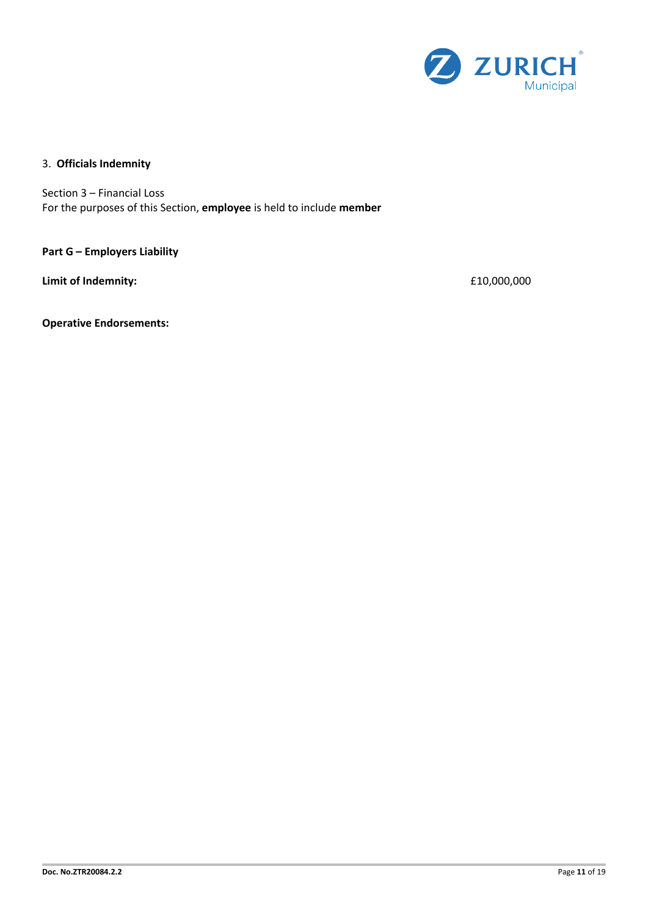3. **Officials Indemnity**

Section 3 – Financial Loss
For the purposes of this Section, **employee** is held to include **member**

**Part G – Employers Liability**

**Limit of Indemnity:** £10,000,000

**Operative Endorsements:**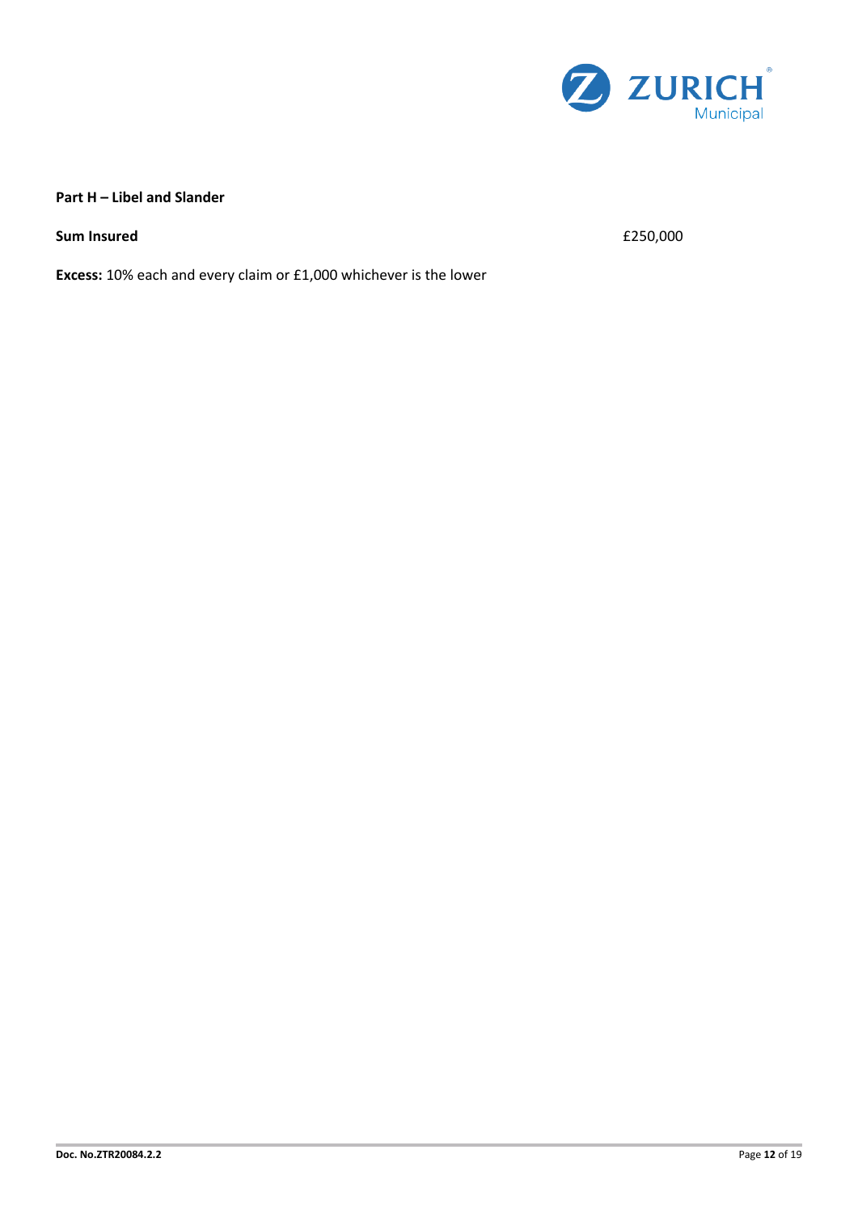**Part H – Libel and Slander**

**Sum Insured** £250,000

**Excess:** 10% each and every claim or £1,000 whichever is the lower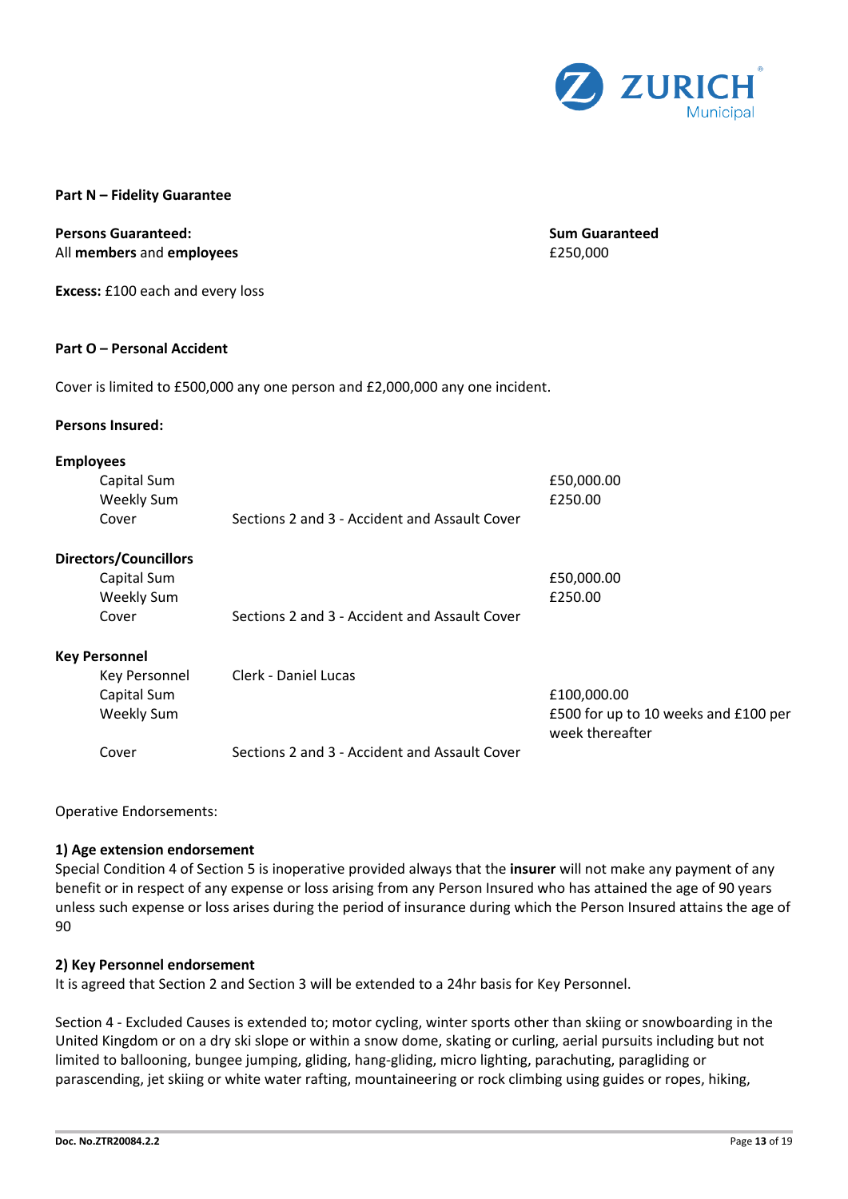**Part N – Fidelity Guarantee**

| **Persons Guaranteed:** | **Sum Guaranteed** |
|---|---|
| All **members** and **employees** | £250,000 |

**Excess:** £100 each and every loss

**Part O – Personal Accident**

Cover is limited to £500,000 any one person and £2,000,000 any one incident.

**Persons Insured:**

**Employees**

| | | |
|---|---|---|
| Capital Sum | | £50,000.00 |
| Weekly Sum | | £250.00 |
| Cover | Sections 2 and 3 - Accident and Assault Cover | |

**Directors/Councillors**

| | | |
|---|---|---|
| Capital Sum | | £50,000.00 |
| Weekly Sum | | £250.00 |
| Cover | Sections 2 and 3 - Accident and Assault Cover | |

**Key Personnel**

| | | |
|---|---|---|
| Key Personnel | Clerk - Daniel Lucas | |
| Capital Sum | | £100,000.00 |
| Weekly Sum | | £500 for up to 10 weeks and £100 per week thereafter |
| Cover | Sections 2 and 3 - Accident and Assault Cover | |

Operative Endorsements:

**1) Age extension endorsement**

Special Condition 4 of Section 5 is inoperative provided always that the **insurer** will not make any payment of any benefit or in respect of any expense or loss arising from any Person Insured who has attained the age of 90 years unless such expense or loss arises during the period of insurance during which the Person Insured attains the age of 90

**2) Key Personnel endorsement**

It is agreed that Section 2 and Section 3 will be extended to a 24hr basis for Key Personnel.

Section 4 - Excluded Causes is extended to; motor cycling, winter sports other than skiing or snowboarding in the United Kingdom or on a dry ski slope or within a snow dome, skating or curling, aerial pursuits including but not limited to ballooning, bungee jumping, gliding, hang-gliding, micro lighting, parachuting, paragliding or parascending, jet skiing or white water rafting, mountaineering or rock climbing using guides or ropes, hiking,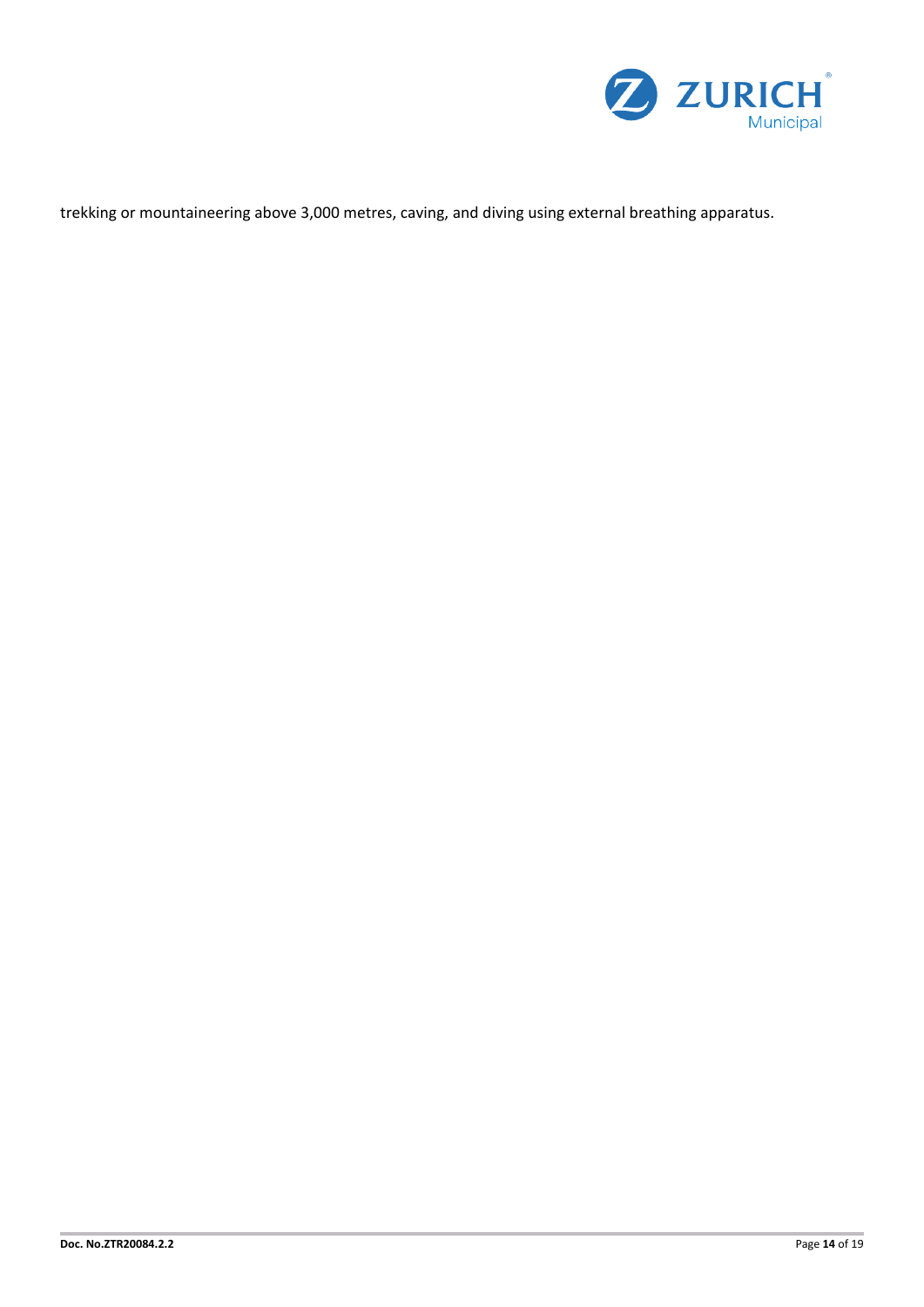trekking or mountaineering above 3,000 metres, caving, and diving using external breathing apparatus.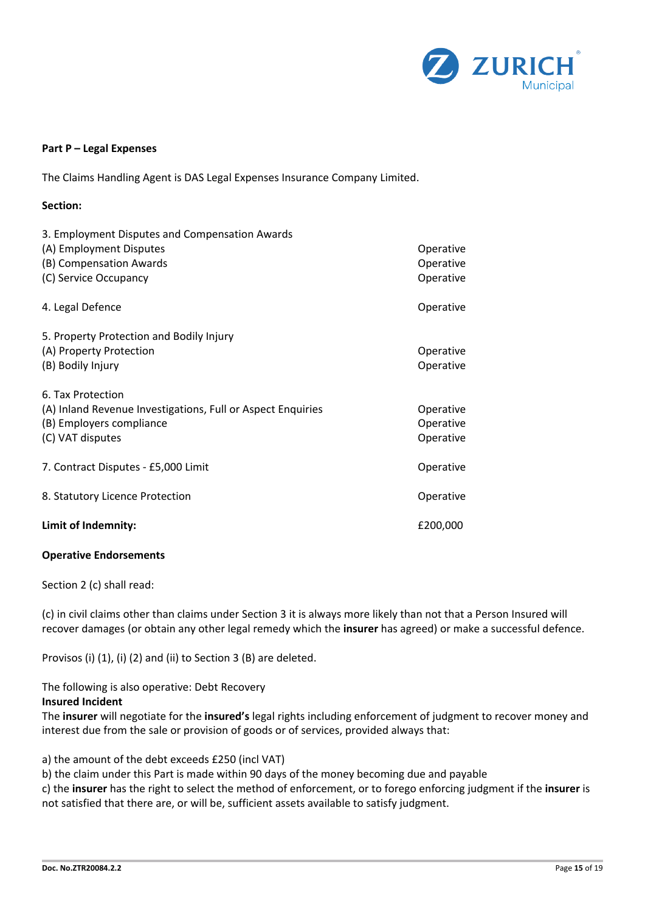**Part P – Legal Expenses**

The Claims Handling Agent is DAS Legal Expenses Insurance Company Limited.

**Section:**

| | |
|---|---|
| 3. Employment Disputes and Compensation Awards | |
| (A) Employment Disputes | Operative |
| (B) Compensation Awards | Operative |
| (C) Service Occupancy | Operative |
| 4. Legal Defence | Operative |
| 5. Property Protection and Bodily Injury | |
| (A) Property Protection | Operative |
| (B) Bodily Injury | Operative |
| 6. Tax Protection | |
| (A) Inland Revenue Investigations, Full or Aspect Enquiries | Operative |
| (B) Employers compliance | Operative |
| (C) VAT disputes | Operative |
| 7. Contract Disputes - £5,000 Limit | Operative |
| 8. Statutory Licence Protection | Operative |
| **Limit of Indemnity:** | £200,000 |

**Operative Endorsements**

Section 2 (c) shall read:

(c) in civil claims other than claims under Section 3 it is always more likely than not that a Person Insured will recover damages (or obtain any other legal remedy which the **insurer** has agreed) or make a successful defence.

Provisos (i) (1), (i) (2) and (ii) to Section 3 (B) are deleted.

The following is also operative: Debt Recovery

**Insured Incident**

The **insurer** will negotiate for the **insured's** legal rights including enforcement of judgment to recover money and interest due from the sale or provision of goods or of services, provided always that:

a) the amount of the debt exceeds £250 (incl VAT)

b) the claim under this Part is made within 90 days of the money becoming due and payable

c) the **insurer** has the right to select the method of enforcement, or to forego enforcing judgment if the **insurer** is not satisfied that there are, or will be, sufficient assets available to satisfy judgment.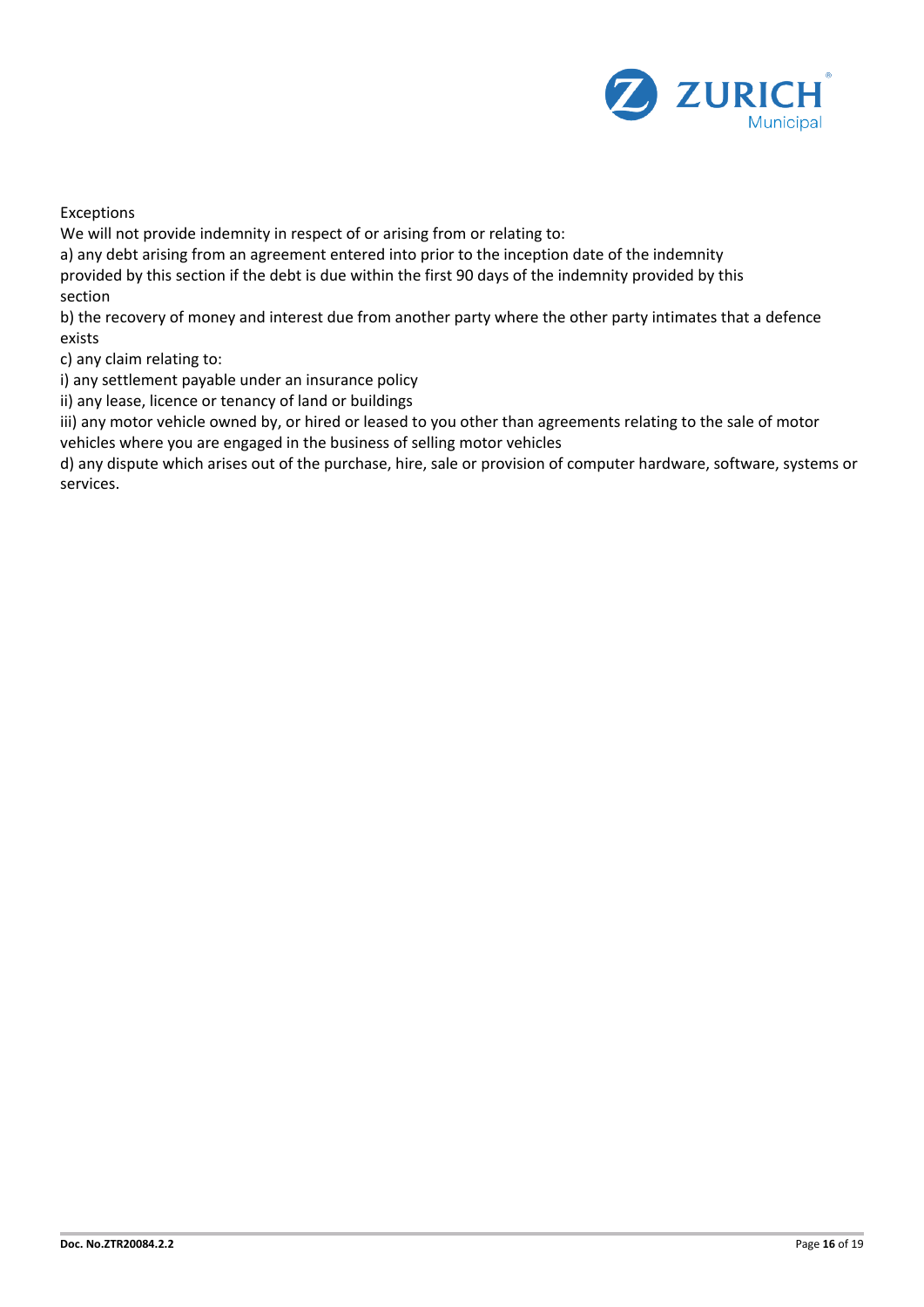Exceptions

We will not provide indemnity in respect of or arising from or relating to:

a) any debt arising from an agreement entered into prior to the inception date of the indemnity provided by this section if the debt is due within the first 90 days of the indemnity provided by this section

b) the recovery of money and interest due from another party where the other party intimates that a defence exists

c) any claim relating to:

i) any settlement payable under an insurance policy

ii) any lease, licence or tenancy of land or buildings

iii) any motor vehicle owned by, or hired or leased to you other than agreements relating to the sale of motor vehicles where you are engaged in the business of selling motor vehicles

d) any dispute which arises out of the purchase, hire, sale or provision of computer hardware, software, systems or services.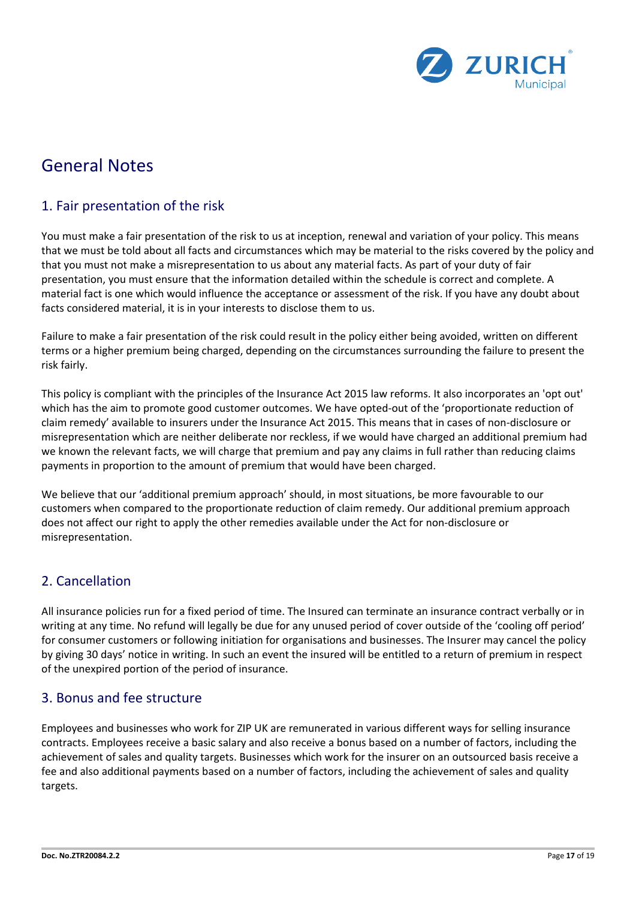# General Notes

## 1. Fair presentation of the risk

You must make a fair presentation of the risk to us at inception, renewal and variation of your policy. This means that we must be told about all facts and circumstances which may be material to the risks covered by the policy and that you must not make a misrepresentation to us about any material facts. As part of your duty of fair presentation, you must ensure that the information detailed within the schedule is correct and complete. A material fact is one which would influence the acceptance or assessment of the risk. If you have any doubt about facts considered material, it is in your interests to disclose them to us.

Failure to make a fair presentation of the risk could result in the policy either being avoided, written on different terms or a higher premium being charged, depending on the circumstances surrounding the failure to present the risk fairly.

This policy is compliant with the principles of the Insurance Act 2015 law reforms. It also incorporates an 'opt out' which has the aim to promote good customer outcomes. We have opted-out of the 'proportionate reduction of claim remedy' available to insurers under the Insurance Act 2015. This means that in cases of non-disclosure or misrepresentation which are neither deliberate nor reckless, if we would have charged an additional premium had we known the relevant facts, we will charge that premium and pay any claims in full rather than reducing claims payments in proportion to the amount of premium that would have been charged.

We believe that our 'additional premium approach' should, in most situations, be more favourable to our customers when compared to the proportionate reduction of claim remedy. Our additional premium approach does not affect our right to apply the other remedies available under the Act for non-disclosure or misrepresentation.

## 2. Cancellation

All insurance policies run for a fixed period of time. The Insured can terminate an insurance contract verbally or in writing at any time. No refund will legally be due for any unused period of cover outside of the 'cooling off period' for consumer customers or following initiation for organisations and businesses. The Insurer may cancel the policy by giving 30 days' notice in writing. In such an event the insured will be entitled to a return of premium in respect of the unexpired portion of the period of insurance.

## 3. Bonus and fee structure

Employees and businesses who work for ZIP UK are remunerated in various different ways for selling insurance contracts. Employees receive a basic salary and also receive a bonus based on a number of factors, including the achievement of sales and quality targets. Businesses which work for the insurer on an outsourced basis receive a fee and also additional payments based on a number of factors, including the achievement of sales and quality targets.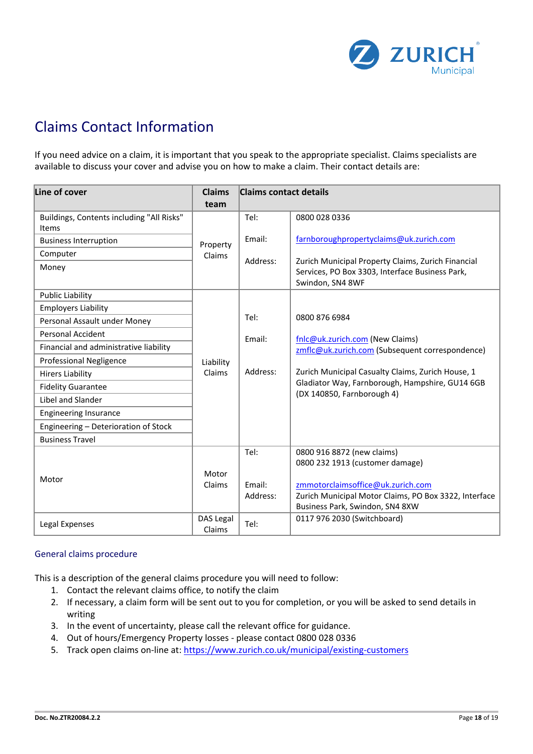# Claims Contact Information

If you need advice on a claim, it is important that you speak to the appropriate specialist. Claims specialists are available to discuss your cover and advise you on how to make a claim. Their contact details are:

| Line of cover | Claims team | Claims contact details | |
|---|---|---|---|
| Buildings, Contents including "All Risks" Items<br>Business Interruption<br>Computer<br>Money | Property Claims | Tel:<br>Email:<br>Address: | 0800 028 0336<br>farnboroughpropertyclaims@uk.zurich.com<br>Zurich Municipal Property Claims, Zurich Financial Services, PO Box 3303, Interface Business Park, Swindon, SN4 8WF |
| Public Liability<br>Employers Liability<br>Personal Assault under Money<br>Personal Accident<br>Financial and administrative liability<br>Professional Negligence<br>Hirers Liability<br>Fidelity Guarantee<br>Libel and Slander<br>Engineering Insurance<br>Engineering – Deterioration of Stock<br>Business Travel | Liability Claims | Tel:<br>Email:<br>Address: | 0800 876 6984<br>fnlc@uk.zurich.com (New Claims)<br>zmflc@uk.zurich.com (Subsequent correspondence)<br>Zurich Municipal Casualty Claims, Zurich House, 1 Gladiator Way, Farnborough, Hampshire, GU14 6GB (DX 140850, Farnborough 4) |
| Motor | Motor Claims | Tel:<br>Email:<br>Address: | 0800 916 8872 (new claims)<br>0800 232 1913 (customer damage)<br>zmmotorclaimsoffice@uk.zurich.com<br>Zurich Municipal Motor Claims, PO Box 3322, Interface Business Park, Swindon, SN4 8XW |
| Legal Expenses | DAS Legal Claims | Tel: | 0117 976 2030 (Switchboard) |

## General claims procedure

This is a description of the general claims procedure you will need to follow:

1. Contact the relevant claims office, to notify the claim
2. If necessary, a claim form will be sent out to you for completion, or you will be asked to send details in writing
3. In the event of uncertainty, please call the relevant office for guidance.
4. Out of hours/Emergency Property losses - please contact 0800 028 0336
5. Track open claims on-line at: https://www.zurich.co.uk/municipal/existing-customers

Doc. No.ZTR20084.2.2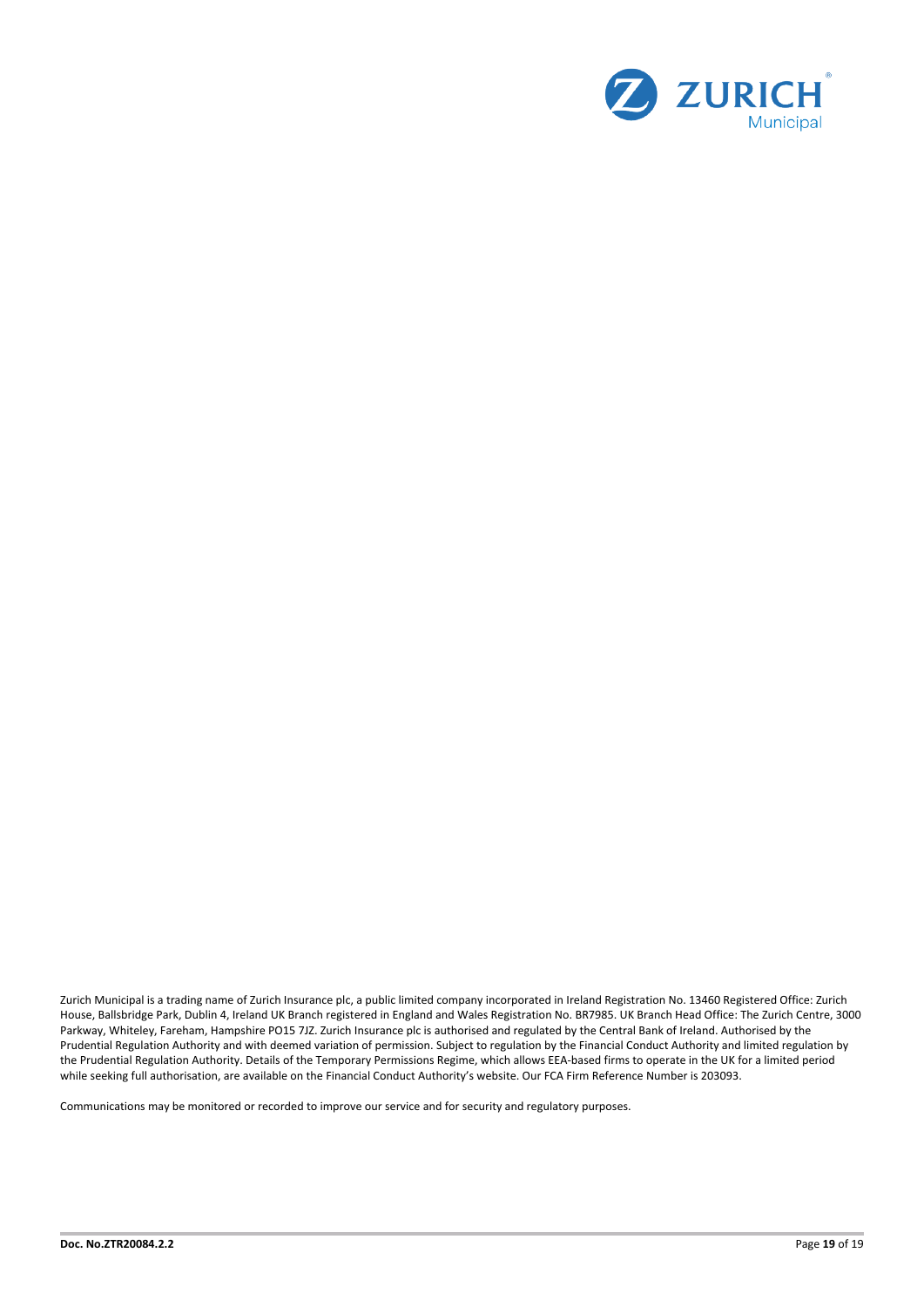Zurich Municipal is a trading name of Zurich Insurance plc, a public limited company incorporated in Ireland Registration No. 13460 Registered Office: Zurich House, Ballsbridge Park, Dublin 4, Ireland UK Branch registered in England and Wales Registration No. BR7985. UK Branch Head Office: The Zurich Centre, 3000 Parkway, Whiteley, Fareham, Hampshire PO15 7JZ. Zurich Insurance plc is authorised and regulated by the Central Bank of Ireland. Authorised by the Prudential Regulation Authority and with deemed variation of permission. Subject to regulation by the Financial Conduct Authority and limited regulation by the Prudential Regulation Authority. Details of the Temporary Permissions Regime, which allows EEA-based firms to operate in the UK for a limited period while seeking full authorisation, are available on the Financial Conduct Authority's website. Our FCA Firm Reference Number is 203093.

Communications may be monitored or recorded to improve our service and for security and regulatory purposes.